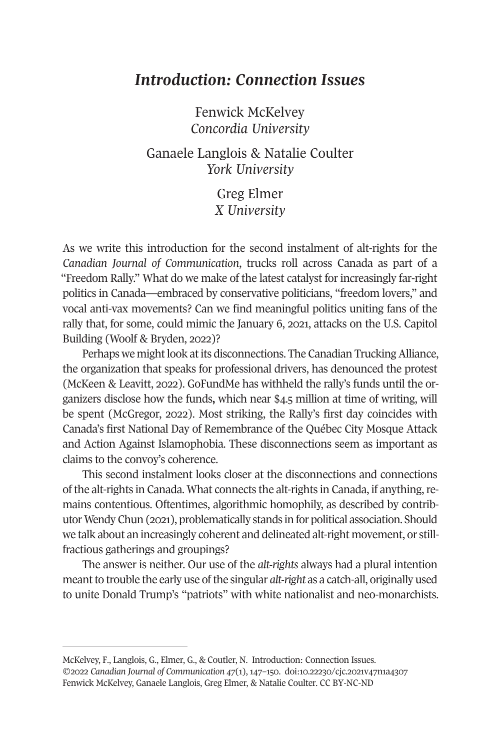# *Introduction: Connection Issues*

Fenwick McKelvey
*Concordia University*

Ganaele Langlois & Natalie Coulter
*York University*

Greg Elmer
*X University*

As we write this introduction for the second instalment of alt-rights for the *Canadian Journal of Communication*, trucks roll across Canada as part of a "Freedom Rally." What do we make of the latest catalyst for increasingly far-right politics in Canada—embraced by conservative politicians, "freedom lovers," and vocal anti-vax movements? Can we find meaningful politics uniting fans of the rally that, for some, could mimic the January 6, 2021, attacks on the U.S. Capitol Building (Woolf & Bryden, 2022)?

Perhaps we might look at its disconnections. The Canadian Trucking Alliance, the organization that speaks for professional drivers, has denounced the protest (McKeen & Leavitt, 2022). GoFundMe has withheld the rally's funds until the organizers disclose how the funds, which near $4.5 million at time of writing, will be spent (McGregor, 2022). Most striking, the Rally's first day coincides with Canada's first National Day of Remembrance of the Québec City Mosque Attack and Action Against Islamophobia. These disconnections seem as important as claims to the convoy's coherence.

This second instalment looks closer at the disconnections and connections of the alt-rights in Canada. What connects the alt-rights in Canada, if anything, remains contentious. Oftentimes, algorithmic homophily, as described by contributor Wendy Chun (2021), problematically stands in for political association. Should we talk about an increasingly coherent and delineated alt-right movement, or still-fractious gatherings and groupings?

The answer is neither. Our use of the *alt-rights* always had a plural intention meant to trouble the early use of the singular *alt-right* as a catch-all, originally used to unite Donald Trump's "patriots" with white nationalist and neo-monarchists.

---

McKelvey, F., Langlois, G., Elmer, G., & Coutler, N. Introduction: Connection Issues.
©2022 *Canadian Journal of Communication 47*(1), 147–150. doi:10.22230/cjc.2021v47n1a4307
Fenwick McKelvey, Ganaele Langlois, Greg Elmer, & Natalie Coulter. CC BY-NC-ND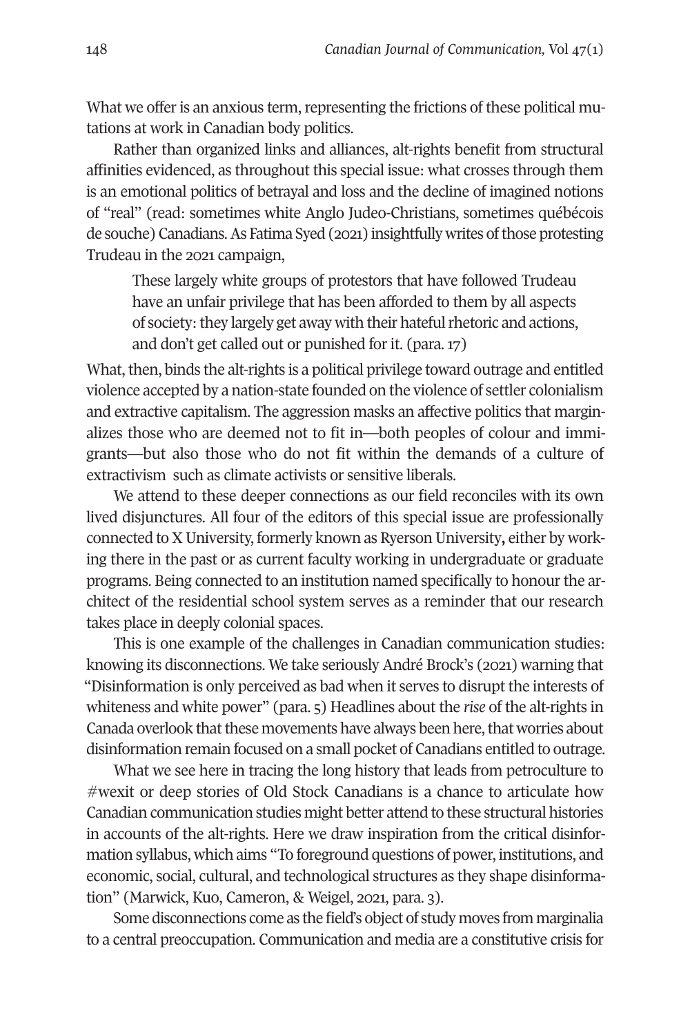What we offer is an anxious term, representing the frictions of these political mutations at work in Canadian body politics.

Rather than organized links and alliances, alt-rights benefit from structural affinities evidenced, as throughout this special issue: what crosses through them is an emotional politics of betrayal and loss and the decline of imagined notions of "real" (read: sometimes white Anglo Judeo-Christians, sometimes québécois de souche) Canadians. As Fatima Syed (2021) insightfully writes of those protesting Trudeau in the 2021 campaign,

> These largely white groups of protestors that have followed Trudeau have an unfair privilege that has been afforded to them by all aspects of society: they largely get away with their hateful rhetoric and actions, and don't get called out or punished for it. (para. 17)

What, then, binds the alt-rights is a political privilege toward outrage and entitled violence accepted by a nation-state founded on the violence of settler colonialism and extractive capitalism. The aggression masks an affective politics that marginalizes those who are deemed not to fit in—both peoples of colour and immigrants—but also those who do not fit within the demands of a culture of extractivism such as climate activists or sensitive liberals.

We attend to these deeper connections as our field reconciles with its own lived disjunctures. All four of the editors of this special issue are professionally connected to X University, formerly known as Ryerson University**,** either by working there in the past or as current faculty working in undergraduate or graduate programs. Being connected to an institution named specifically to honour the architect of the residential school system serves as a reminder that our research takes place in deeply colonial spaces.

This is one example of the challenges in Canadian communication studies: knowing its disconnections. We take seriously André Brock's (2021) warning that "Disinformation is only perceived as bad when it serves to disrupt the interests of whiteness and white power" (para. 5) Headlines about the *rise* of the alt-rights in Canada overlook that these movements have always been here, that worries about disinformation remain focused on a small pocket of Canadians entitled to outrage.

What we see here in tracing the long history that leads from petroculture to #wexit or deep stories of Old Stock Canadians is a chance to articulate how Canadian communication studies might better attend to these structural histories in accounts of the alt-rights. Here we draw inspiration from the critical disinformation syllabus, which aims "To foreground questions of power, institutions, and economic, social, cultural, and technological structures as they shape disinformation" (Marwick, Kuo, Cameron, & Weigel, 2021, para. 3).

Some disconnections come as the field's object of study moves from marginalia to a central preoccupation. Communication and media are a constitutive crisis for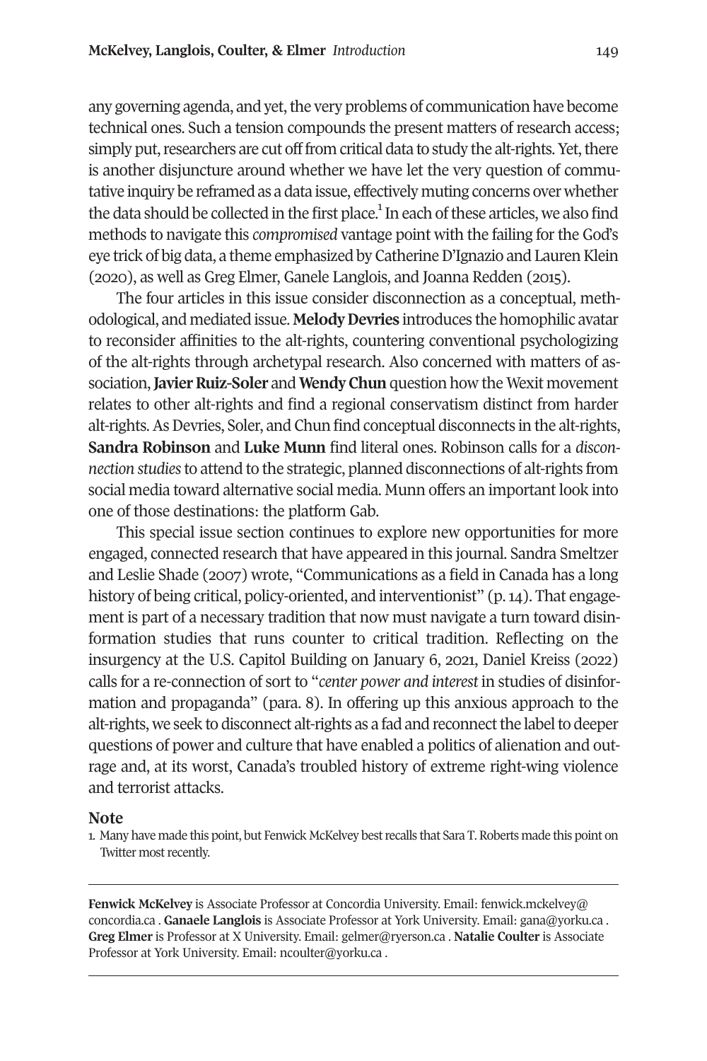any governing agenda, and yet, the very problems of communication have become technical ones. Such a tension compounds the present matters of research access; simply put, researchers are cut off from critical data to study the alt-rights. Yet, there is another disjuncture around whether we have let the very question of commutative inquiry be reframed as a data issue, effectively muting concerns over whether the data should be collected in the first place.[1] In each of these articles, we also find methods to navigate this *compromised* vantage point with the failing for the God's eye trick of big data, a theme emphasized by Catherine D'Ignazio and Lauren Klein (2020), as well as Greg Elmer, Ganele Langlois, and Joanna Redden (2015).

The four articles in this issue consider disconnection as a conceptual, methodological, and mediated issue. **Melody Devries** introduces the homophilic avatar to reconsider affinities to the alt-rights, countering conventional psychologizing of the alt-rights through archetypal research. Also concerned with matters of association, **Javier Ruiz-Soler** and **Wendy Chun** question how the Wexit movement relates to other alt-rights and find a regional conservatism distinct from harder alt-rights. As Devries, Soler, and Chun find conceptual disconnects in the alt-rights, **Sandra Robinson** and **Luke Munn** find literal ones. Robinson calls for a *disconnection studies* to attend to the strategic, planned disconnections of alt-rights from social media toward alternative social media. Munn offers an important look into one of those destinations: the platform Gab.

This special issue section continues to explore new opportunities for more engaged, connected research that have appeared in this journal. Sandra Smeltzer and Leslie Shade (2007) wrote, "Communications as a field in Canada has a long history of being critical, policy-oriented, and interventionist" (p. 14). That engagement is part of a necessary tradition that now must navigate a turn toward disinformation studies that runs counter to critical tradition. Reflecting on the insurgency at the U.S. Capitol Building on January 6, 2021, Daniel Kreiss (2022) calls for a re-connection of sort to "*center power and interest* in studies of disinformation and propaganda" (para. 8). In offering up this anxious approach to the alt-rights, we seek to disconnect alt-rights as a fad and reconnect the label to deeper questions of power and culture that have enabled a politics of alienation and outrage and, at its worst, Canada's troubled history of extreme right-wing violence and terrorist attacks.

## Note

1. Many have made this point, but Fenwick McKelvey best recalls that Sara T. Roberts made this point on Twitter most recently.

---

**Fenwick McKelvey** is Associate Professor at Concordia University. Email: fenwick.mckelvey@concordia.ca . **Ganaele Langlois** is Associate Professor at York University. Email: gana@yorku.ca . **Greg Elmer** is Professor at X University. Email: gelmer@ryerson.ca . **Natalie Coulter** is Associate Professor at York University. Email: ncoulter@yorku.ca .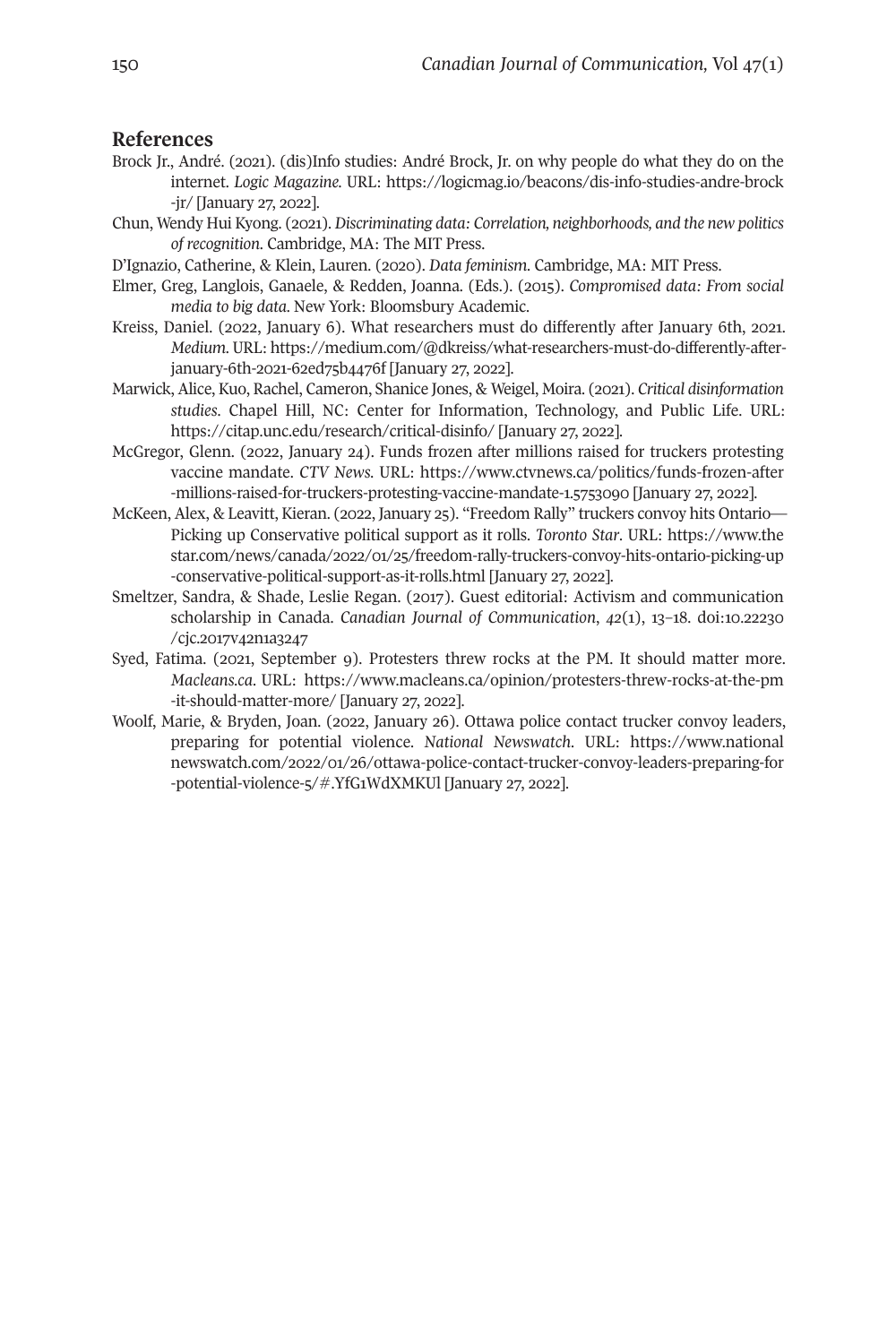## References

Brock Jr., André. (2021). (dis)Info studies: André Brock, Jr. on why people do what they do on the internet. *Logic Magazine*. URL: https://logicmag.io/beacons/dis-info-studies-andre-brock-jr/ [January 27, 2022].

Chun, Wendy Hui Kyong. (2021). *Discriminating data: Correlation, neighborhoods, and the new politics of recognition*. Cambridge, MA: The MIT Press.

D'Ignazio, Catherine, & Klein, Lauren. (2020). *Data feminism*. Cambridge, MA: MIT Press.

Elmer, Greg, Langlois, Ganaele, & Redden, Joanna. (Eds.). (2015). *Compromised data: From social media to big data*. New York: Bloomsbury Academic.

Kreiss, Daniel. (2022, January 6). What researchers must do differently after January 6th, 2021. *Medium*. URL: https://medium.com/@dkreiss/what-researchers-must-do-differently-after-january-6th-2021-62ed75b4476f [January 27, 2022].

Marwick, Alice, Kuo, Rachel, Cameron, Shanice Jones, & Weigel, Moira. (2021). *Critical disinformation studies*. Chapel Hill, NC: Center for Information, Technology, and Public Life. URL: https://citap.unc.edu/research/critical-disinfo/ [January 27, 2022].

McGregor, Glenn. (2022, January 24). Funds frozen after millions raised for truckers protesting vaccine mandate. *CTV News*. URL: https://www.ctvnews.ca/politics/funds-frozen-after-millions-raised-for-truckers-protesting-vaccine-mandate-1.5753090 [January 27, 2022].

McKeen, Alex, & Leavitt, Kieran. (2022, January 25). "Freedom Rally" truckers convoy hits Ontario—Picking up Conservative political support as it rolls. *Toronto Star*. URL: https://www.thestar.com/news/canada/2022/01/25/freedom-rally-truckers-convoy-hits-ontario-picking-up-conservative-political-support-as-it-rolls.html [January 27, 2022].

Smeltzer, Sandra, & Shade, Leslie Regan. (2017). Guest editorial: Activism and communication scholarship in Canada. *Canadian Journal of Communication*, *42*(1), 13–18. doi:10.22230/cjc.2017v42n1a3247

Syed, Fatima. (2021, September 9). Protesters threw rocks at the PM. It should matter more. *Macleans.ca*. URL: https://www.macleans.ca/opinion/protesters-threw-rocks-at-the-pm-it-should-matter-more/ [January 27, 2022].

Woolf, Marie, & Bryden, Joan. (2022, January 26). Ottawa police contact trucker convoy leaders, preparing for potential violence. *National Newswatch*. URL: https://www.nationalnewswatch.com/2022/01/26/ottawa-police-contact-trucker-convoy-leaders-preparing-for-potential-violence-5/#.YfG1WdXMKUl [January 27, 2022].